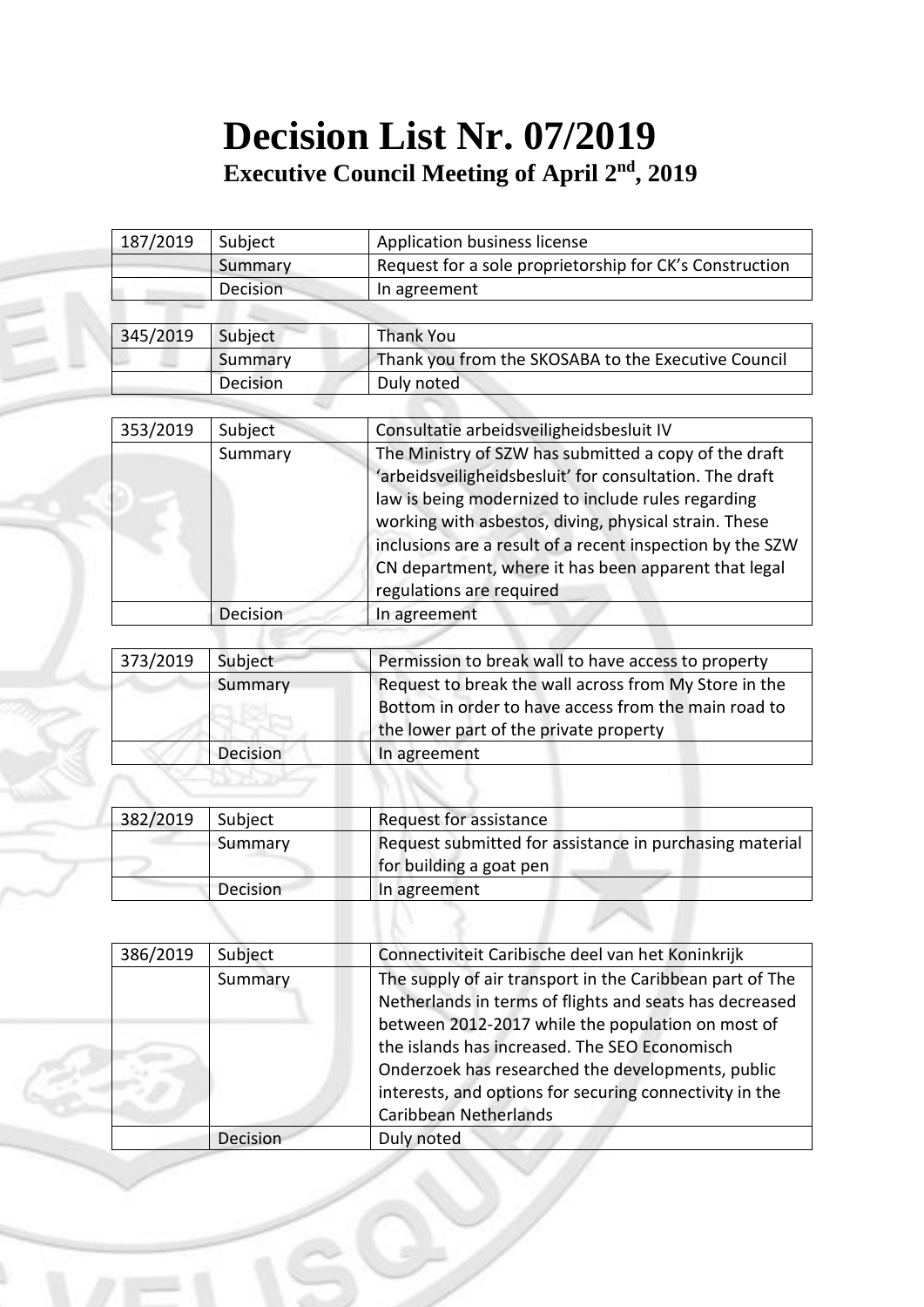# Decision List Nr. 07/2019

## Executive Council Meeting of April 2nd, 2019

| 187/2019 | Subject | Application business license |
|---|---|---|
| | Summary | Request for a sole proprietorship for CK's Construction |
| | Decision | In agreement |

| 345/2019 | Subject | Thank You |
|---|---|---|
| | Summary | Thank you from the SKOSABA to the Executive Council |
| | Decision | Duly noted |

| 353/2019 | Subject | Consultatie arbeidsveiligheidsbesluit IV |
|---|---|---|
| | Summary | The Ministry of SZW has submitted a copy of the draft 'arbeidsveiligheidsbesluit' for consultation. The draft law is being modernized to include rules regarding working with asbestos, diving, physical strain. These inclusions are a result of a recent inspection by the SZW CN department, where it has been apparent that legal regulations are required |
| | Decision | In agreement |

| 373/2019 | Subject | Permission to break wall to have access to property |
|---|---|---|
| | Summary | Request to break the wall across from My Store in the Bottom in order to have access from the main road to the lower part of the private property |
| | Decision | In agreement |

| 382/2019 | Subject | Request for assistance |
|---|---|---|
| | Summary | Request submitted for assistance in purchasing material for building a goat pen |
| | Decision | In agreement |

| 386/2019 | Subject | Connectiviteit Caribische deel van het Koninkrijk |
|---|---|---|
| | Summary | The supply of air transport in the Caribbean part of The Netherlands in terms of flights and seats has decreased between 2012-2017 while the population on most of the islands has increased. The SEO Economisch Onderzoek has researched the developments, public interests, and options for securing connectivity in the Caribbean Netherlands |
| | Decision | Duly noted |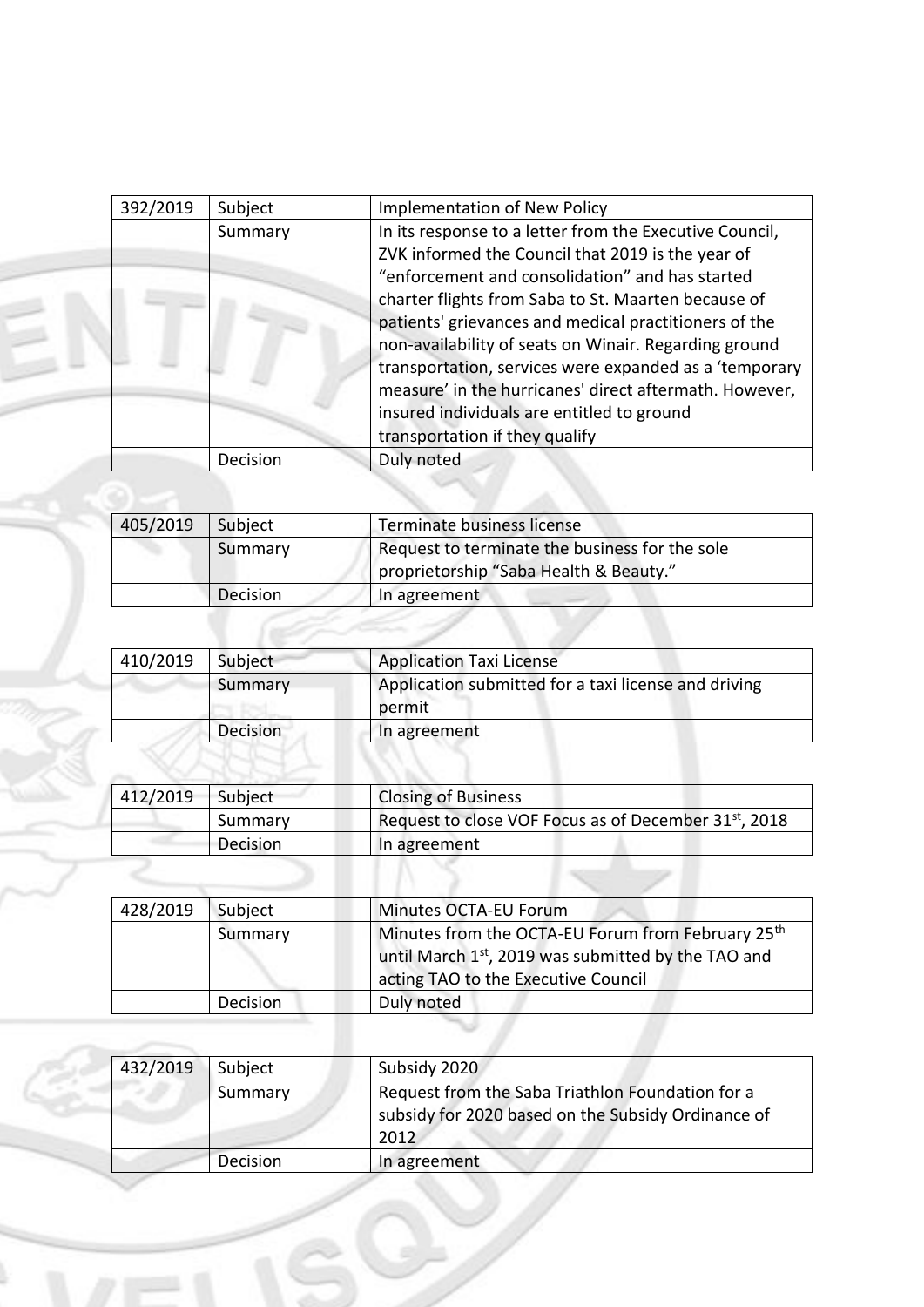| 392/2019 | Subject | Implementation of New Policy |
|---|---|---|
| | Summary | In its response to a letter from the Executive Council, ZVK informed the Council that 2019 is the year of "enforcement and consolidation" and has started charter flights from Saba to St. Maarten because of patients' grievances and medical practitioners of the non-availability of seats on Winair. Regarding ground transportation, services were expanded as a 'temporary measure' in the hurricanes' direct aftermath. However, insured individuals are entitled to ground transportation if they qualify |
| | Decision | Duly noted |

| 405/2019 | Subject | Terminate business license |
|---|---|---|
| | Summary | Request to terminate the business for the sole proprietorship "Saba Health & Beauty." |
| | Decision | In agreement |

| 410/2019 | Subject | Application Taxi License |
|---|---|---|
| | Summary | Application submitted for a taxi license and driving permit |
| | Decision | In agreement |

| 412/2019 | Subject | Closing of Business |
|---|---|---|
| | Summary | Request to close VOF Focus as of December 31st, 2018 |
| | Decision | In agreement |

| 428/2019 | Subject | Minutes OCTA-EU Forum |
|---|---|---|
| | Summary | Minutes from the OCTA-EU Forum from February 25th until March 1st, 2019 was submitted by the TAO and acting TAO to the Executive Council |
| | Decision | Duly noted |

| 432/2019 | Subject | Subsidy 2020 |
|---|---|---|
| | Summary | Request from the Saba Triathlon Foundation for a subsidy for 2020 based on the Subsidy Ordinance of 2012 |
| | Decision | In agreement |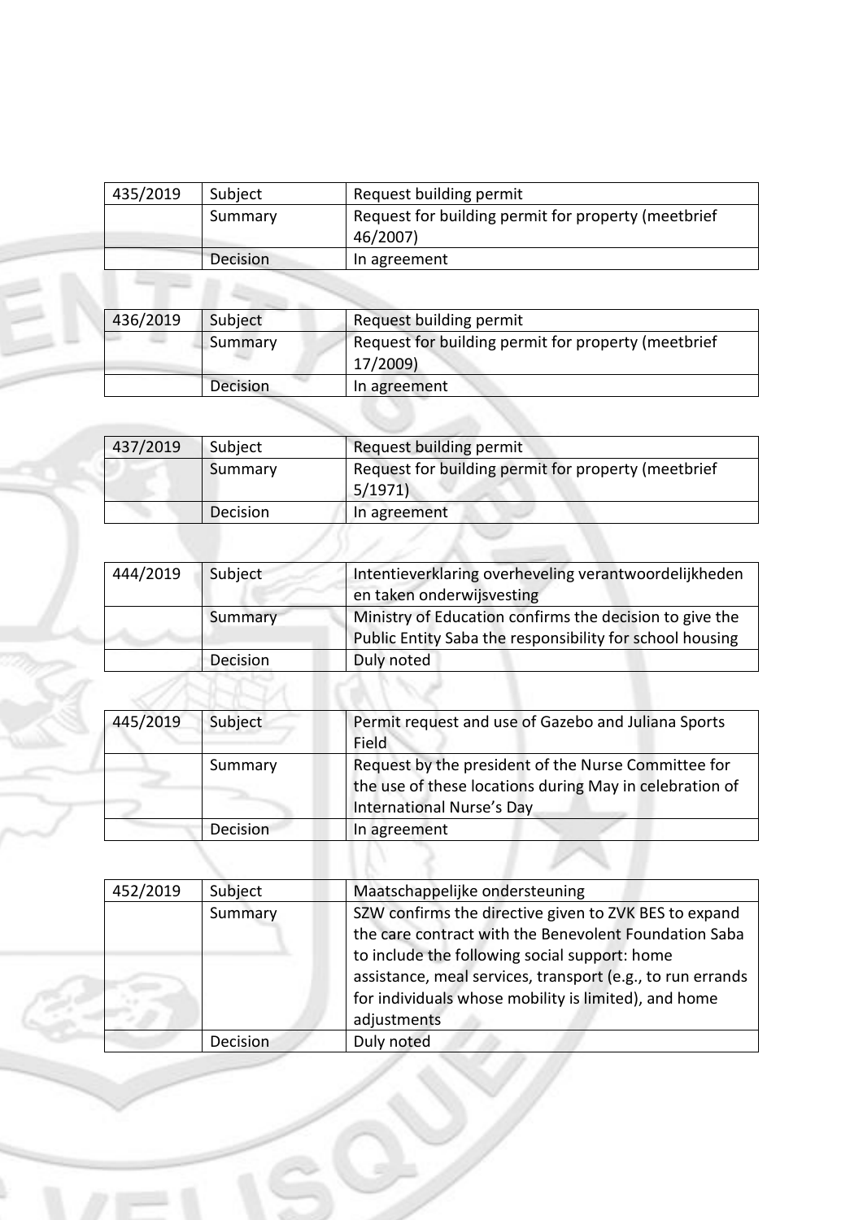| 435/2019 | Subject | Request building permit |
| --- | --- | --- |
| | Summary | Request for building permit for property (meetbrief 46/2007) |
| | Decision | In agreement |

| 436/2019 | Subject | Request building permit |
| --- | --- | --- |
| | Summary | Request for building permit for property (meetbrief 17/2009) |
| | Decision | In agreement |

| 437/2019 | Subject | Request building permit |
| --- | --- | --- |
| | Summary | Request for building permit for property (meetbrief 5/1971) |
| | Decision | In agreement |

| 444/2019 | Subject | Intentieverklaring overheveling verantwoordelijkheden en taken onderwijsvesting |
| --- | --- | --- |
| | Summary | Ministry of Education confirms the decision to give the Public Entity Saba the responsibility for school housing |
| | Decision | Duly noted |

| 445/2019 | Subject | Permit request and use of Gazebo and Juliana Sports Field |
| --- | --- | --- |
| | Summary | Request by the president of the Nurse Committee for the use of these locations during May in celebration of International Nurse's Day |
| | Decision | In agreement |

| 452/2019 | Subject | Maatschappelijke ondersteuning |
| --- | --- | --- |
| | Summary | SZW confirms the directive given to ZVK BES to expand the care contract with the Benevolent Foundation Saba to include the following social support: home assistance, meal services, transport (e.g., to run errands for individuals whose mobility is limited), and home adjustments |
| | Decision | Duly noted |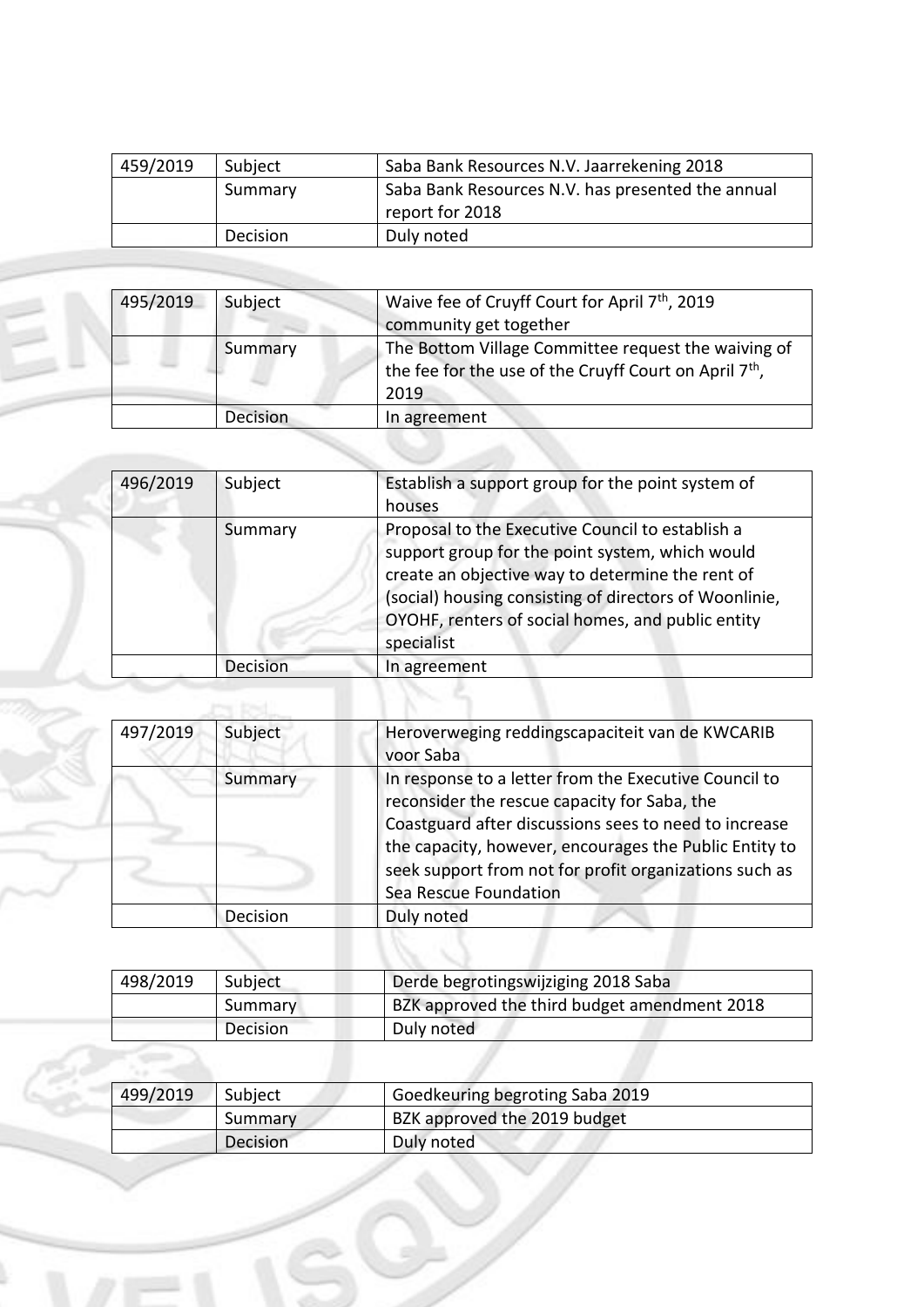| 459/2019 | Subject | Saba Bank Resources N.V. Jaarrekening 2018 |
| --- | --- | --- |
| | Summary | Saba Bank Resources N.V. has presented the annual report for 2018 |
| | Decision | Duly noted |

| 495/2019 | Subject | Waive fee of Cruyff Court for April 7th, 2019 community get together |
| --- | --- | --- |
| | Summary | The Bottom Village Committee request the waiving of the fee for the use of the Cruyff Court on April 7th, 2019 |
| | Decision | In agreement |

| 496/2019 | Subject | Establish a support group for the point system of houses |
| --- | --- | --- |
| | Summary | Proposal to the Executive Council to establish a support group for the point system, which would create an objective way to determine the rent of (social) housing consisting of directors of Woonlinie, OYOHF, renters of social homes, and public entity specialist |
| | Decision | In agreement |

| 497/2019 | Subject | Heroverweging reddingscapaciteit van de KWCARIB voor Saba |
| --- | --- | --- |
| | Summary | In response to a letter from the Executive Council to reconsider the rescue capacity for Saba, the Coastguard after discussions sees to need to increase the capacity, however, encourages the Public Entity to seek support from not for profit organizations such as Sea Rescue Foundation |
| | Decision | Duly noted |

| 498/2019 | Subject | Derde begrotingswijziging 2018 Saba |
| --- | --- | --- |
| | Summary | BZK approved the third budget amendment 2018 |
| | Decision | Duly noted |

| 499/2019 | Subject | Goedkeuring begroting Saba 2019 |
| --- | --- | --- |
| | Summary | BZK approved the 2019 budget |
| | Decision | Duly noted |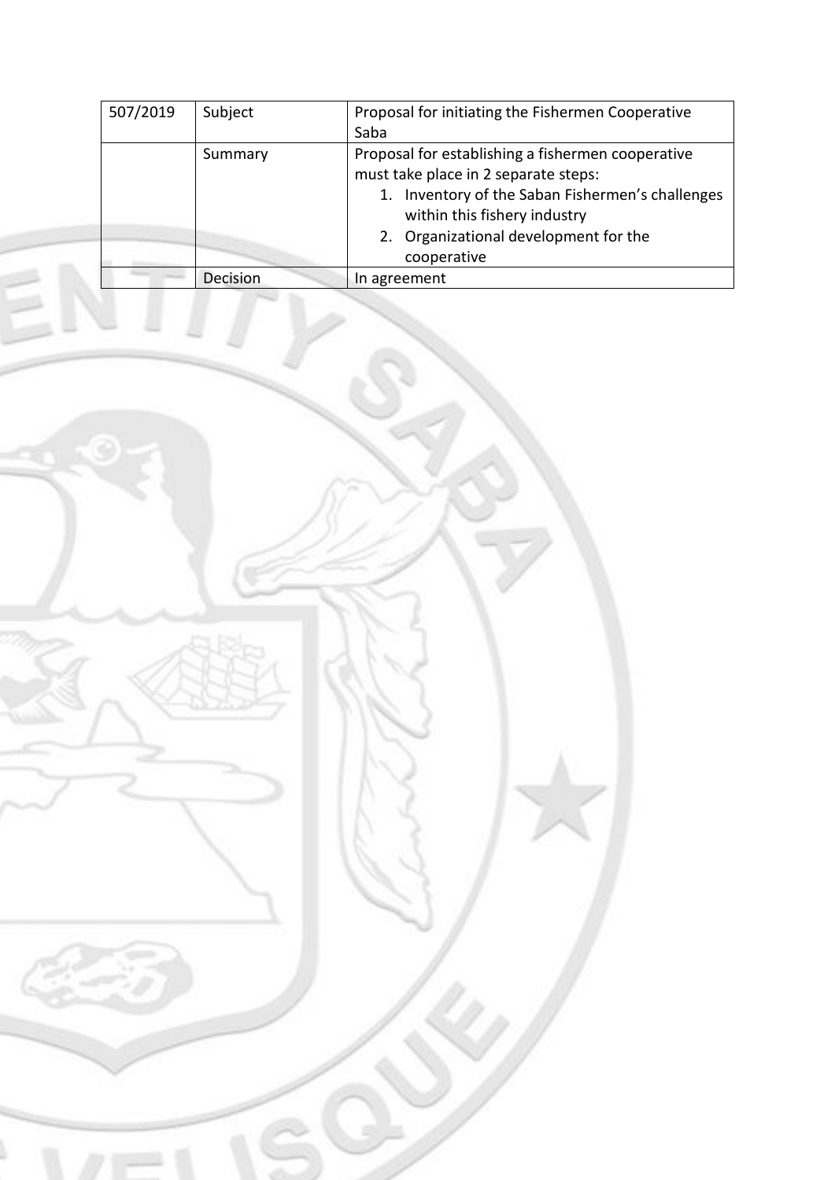| | | |
|---|---|---|
| 507/2019 | Subject | Proposal for initiating the Fishermen Cooperative Saba |
| | Summary | Proposal for establishing a fishermen cooperative must take place in 2 separate steps:<br>1. Inventory of the Saban Fishermen's challenges within this fishery industry<br>2. Organizational development for the cooperative |
| | Decision | In agreement |